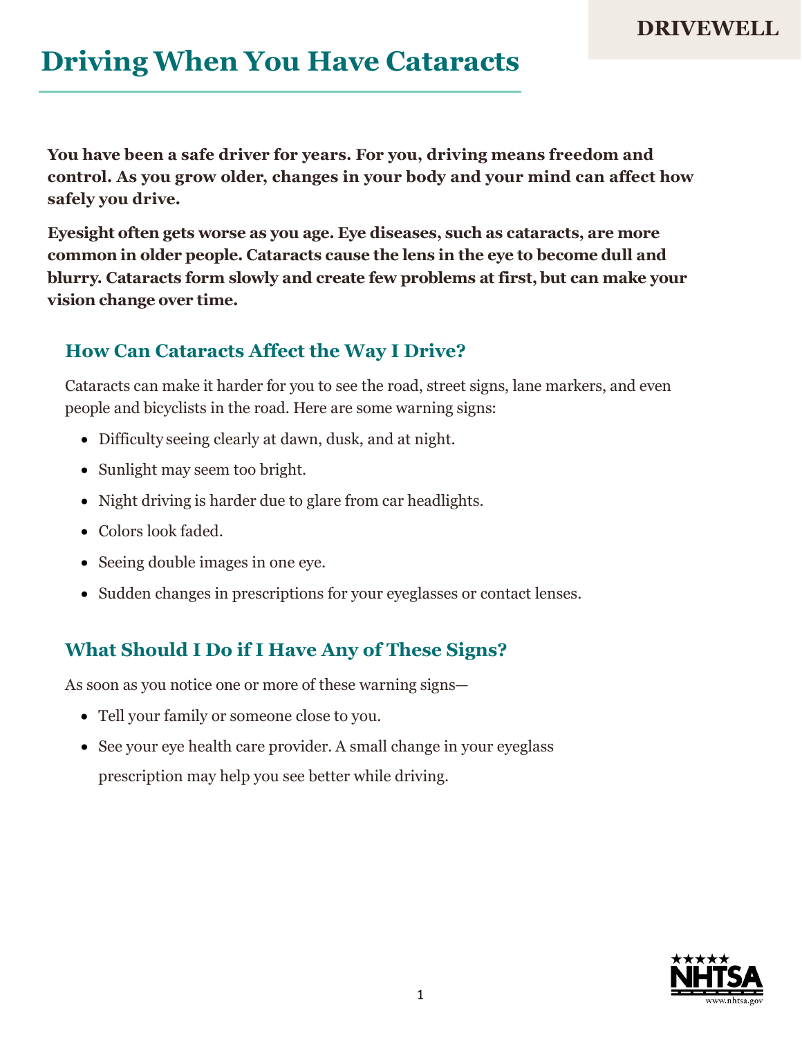DRIVEWELL

# Driving When You Have Cataracts

**You have been a safe driver for years. For you, driving means freedom and control. As you grow older, changes in your body and your mind can affect how safely you drive.**

**Eyesight often gets worse as you age. Eye diseases, such as cataracts, are more common in older people. Cataracts cause the lens in the eye to become dull and blurry. Cataracts form slowly and create few problems at first, but can make your vision change over time.**

## How Can Cataracts Affect the Way I Drive?

Cataracts can make it harder for you to see the road, street signs, lane markers, and even people and bicyclists in the road. Here are some warning signs:

- Difficulty seeing clearly at dawn, dusk, and at night.
- Sunlight may seem too bright.
- Night driving is harder due to glare from car headlights.
- Colors look faded.
- Seeing double images in one eye.
- Sudden changes in prescriptions for your eyeglasses or contact lenses.

## What Should I Do if I Have Any of These Signs?

As soon as you notice one or more of these warning signs—

- Tell your family or someone close to you.
- See your eye health care provider. A small change in your eyeglass prescription may help you see better while driving.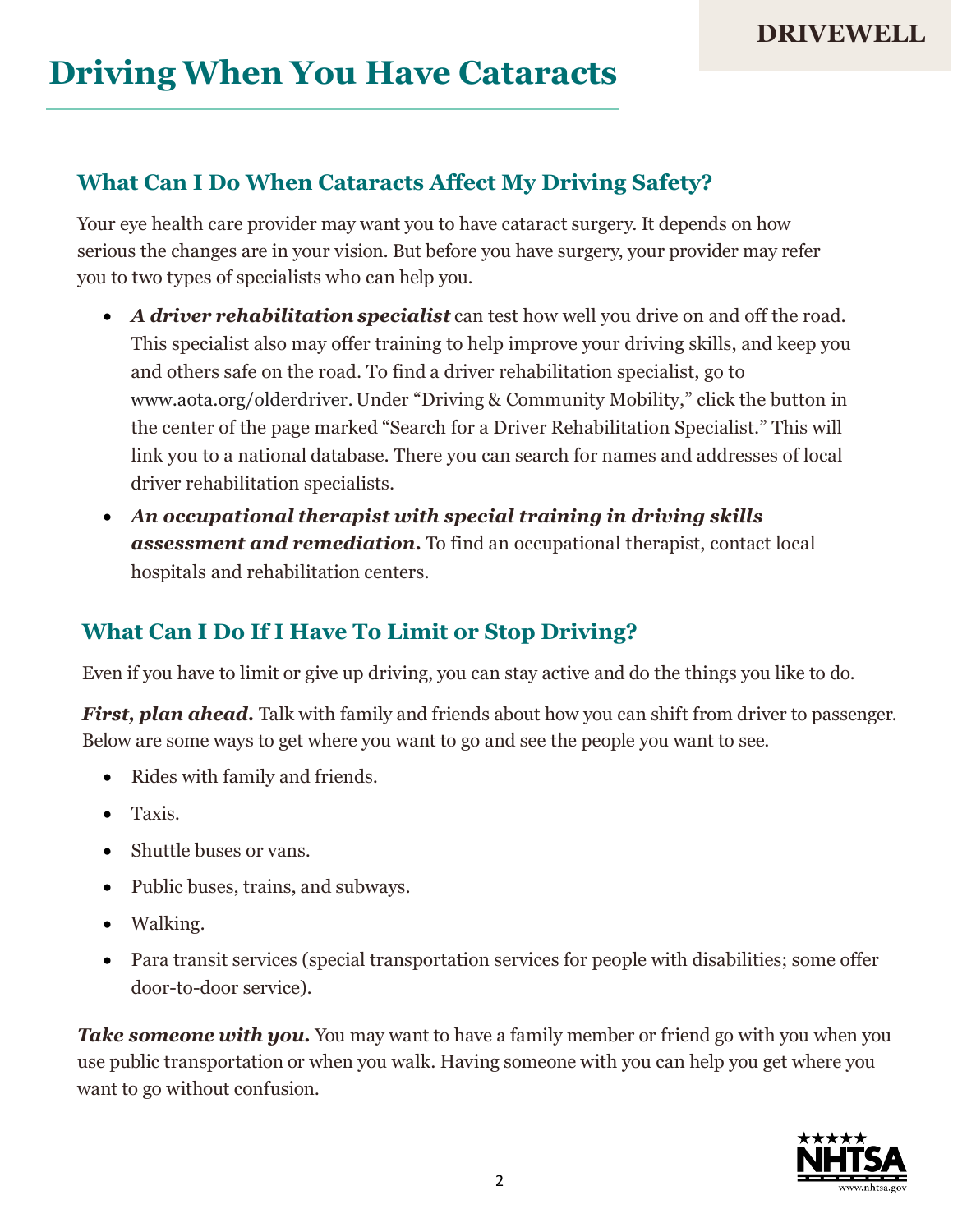# Driving When You Have Cataracts

## What Can I Do When Cataracts Affect My Driving Safety?

Your eye health care provider may want you to have cataract surgery. It depends on how serious the changes are in your vision. But before you have surgery, your provider may refer you to two types of specialists who can help you.

- ***A driver rehabilitation specialist*** can test how well you drive on and off the road. This specialist also may offer training to help improve your driving skills, and keep you and others safe on the road. To find a driver rehabilitation specialist, go to www.aota.org/olderdriver. Under "Driving & Community Mobility," click the button in the center of the page marked "Search for a Driver Rehabilitation Specialist." This will link you to a national database. There you can search for names and addresses of local driver rehabilitation specialists.
- ***An occupational therapist with special training in driving skills assessment and remediation.*** To find an occupational therapist, contact local hospitals and rehabilitation centers.

## What Can I Do If I Have To Limit or Stop Driving?

Even if you have to limit or give up driving, you can stay active and do the things you like to do.

***First, plan ahead.*** Talk with family and friends about how you can shift from driver to passenger. Below are some ways to get where you want to go and see the people you want to see.

- Rides with family and friends.
- Taxis.
- Shuttle buses or vans.
- Public buses, trains, and subways.
- Walking.
- Para transit services (special transportation services for people with disabilities; some offer door-to-door service).

***Take someone with you.*** You may want to have a family member or friend go with you when you use public transportation or when you walk. Having someone with you can help you get where you want to go without confusion.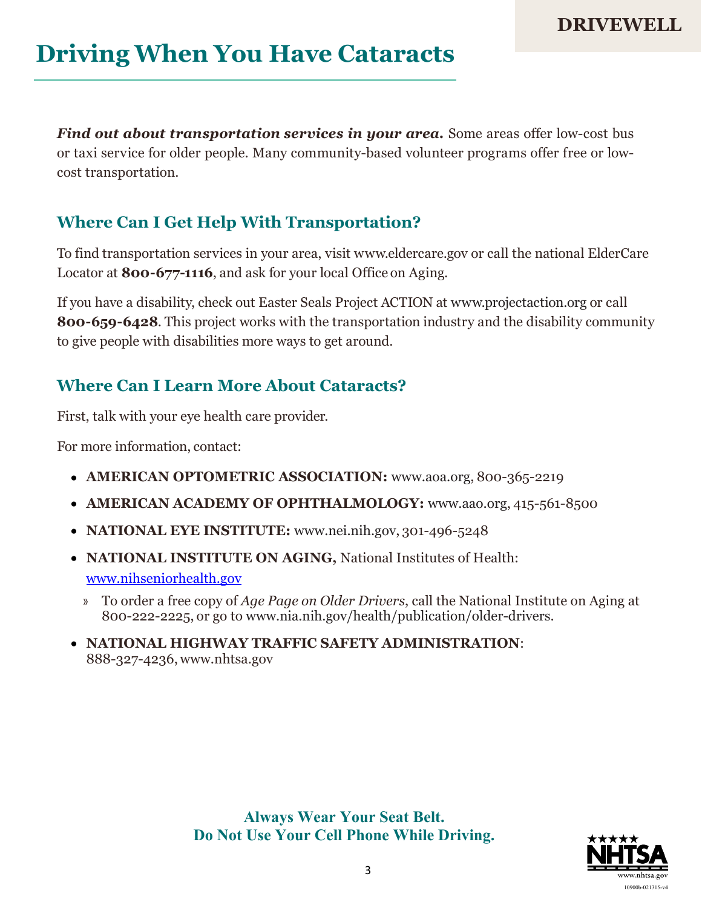# Driving When You Have Cataracts

***Find out about transportation services in your area.*** Some areas offer low-cost bus or taxi service for older people. Many community-based volunteer programs offer free or low-cost transportation.

## Where Can I Get Help With Transportation?

To find transportation services in your area, visit www.eldercare.gov or call the national ElderCare Locator at **800-677-1116**, and ask for your local Office on Aging.

If you have a disability, check out Easter Seals Project ACTION at www.projectaction.org or call **800-659-6428**. This project works with the transportation industry and the disability community to give people with disabilities more ways to get around.

## Where Can I Learn More About Cataracts?

First, talk with your eye health care provider.

For more information, contact:

- **AMERICAN OPTOMETRIC ASSOCIATION:** www.aoa.org, 800-365-2219
- **AMERICAN ACADEMY OF OPHTHALMOLOGY:** www.aao.org, 415-561-8500
- **NATIONAL EYE INSTITUTE:** www.nei.nih.gov, 301-496-5248
- **NATIONAL INSTITUTE ON AGING,** National Institutes of Health: [www.nihseniorhealth.gov](http://www.nihseniorhealth.gov)
  - To order a free copy of *Age Page on Older Drivers*, call the National Institute on Aging at 800-222-2225, or go to www.nia.nih.gov/health/publication/older-drivers.
- **NATIONAL HIGHWAY TRAFFIC SAFETY ADMINISTRATION**: 888-327-4236, www.nhtsa.gov

**Always Wear Your Seat Belt.**
**Do Not Use Your Cell Phone While Driving.**

10900b-021315-v4